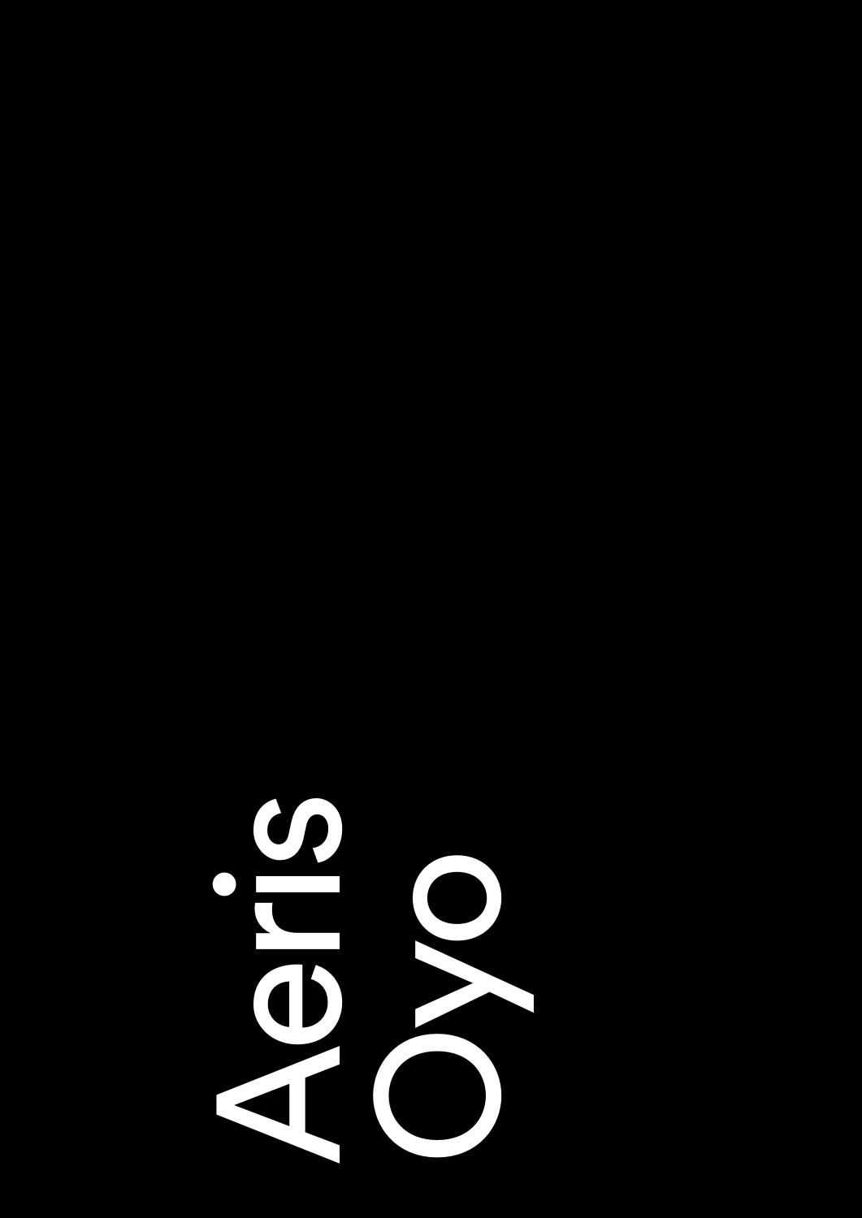# Aeris Oyo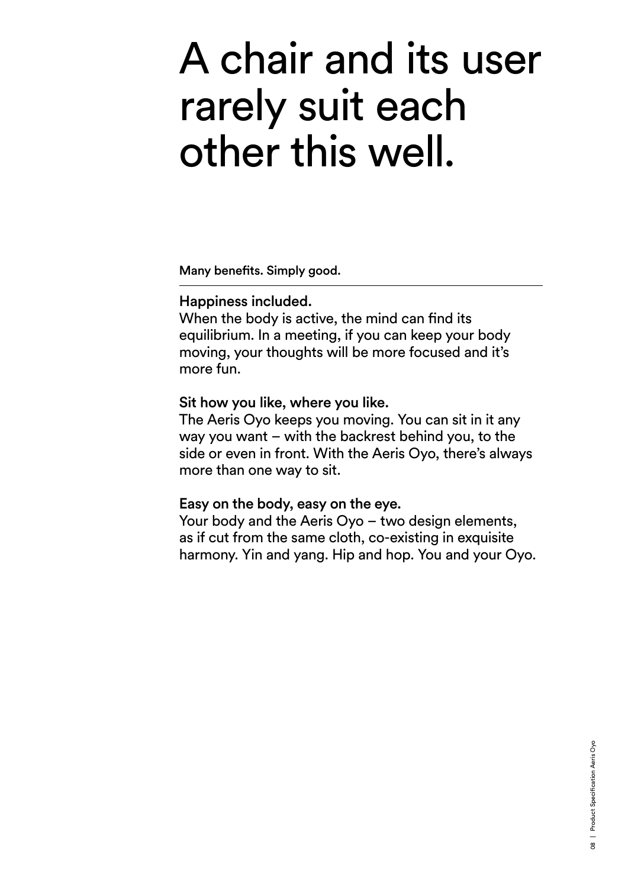# A chair and its user rarely suit each other this well.

**Many benefits. Simply good.**

---

**Happiness included.**
When the body is active, the mind can find its equilibrium. In a meeting, if you can keep your body moving, your thoughts will be more focused and it's more fun.

**Sit how you like, where you like.**
The Aeris Oyo keeps you moving. You can sit in it any way you want – with the backrest behind you, to the side or even in front. With the Aeris Oyo, there's always more than one way to sit.

**Easy on the body, easy on the eye.**
Your body and the Aeris Oyo – two design elements, as if cut from the same cloth, co-existing in exquisite harmony. Yin and yang. Hip and hop. You and your Oyo.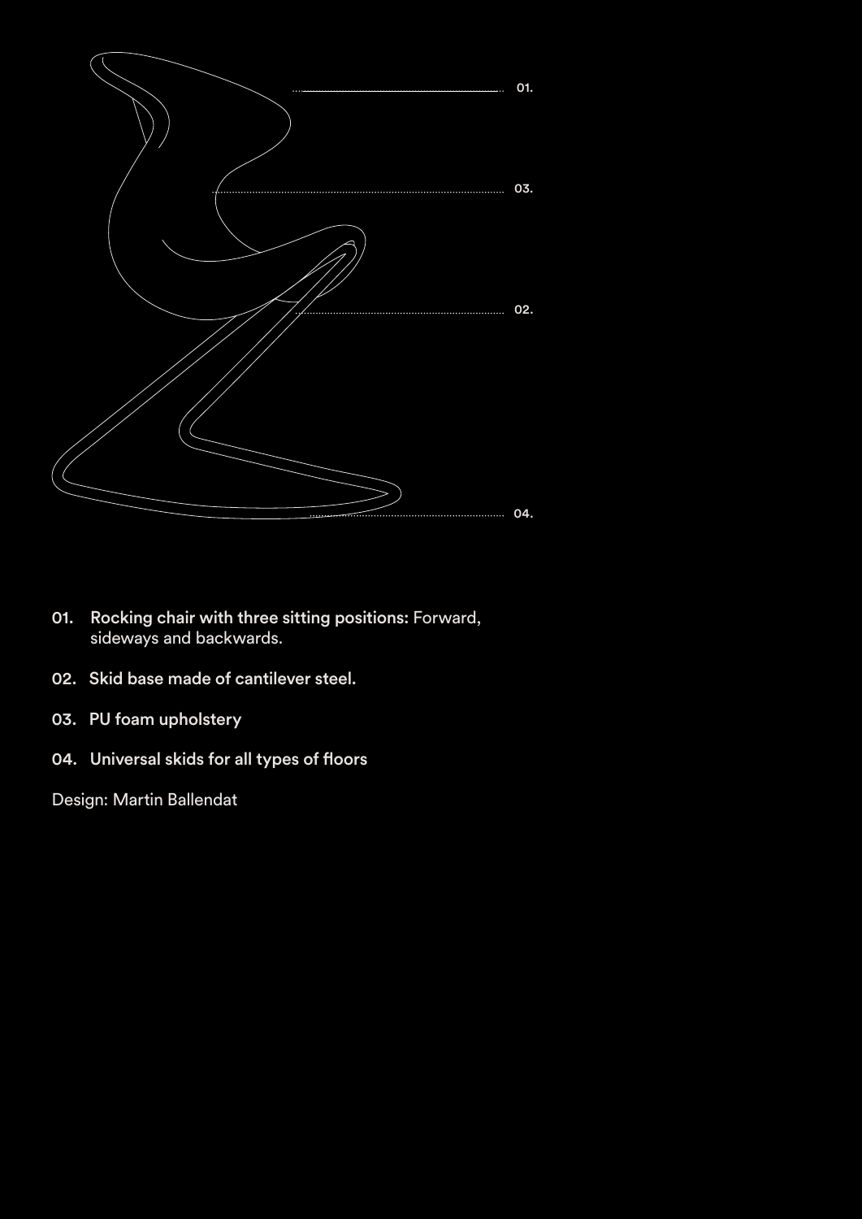01. **Rocking chair with three sitting positions:** Forward, sideways and backwards.

02. **Skid base made of cantilever steel.**

03. **PU foam upholstery**

04. **Universal skids for all types of floors**

Design: Martin Ballendat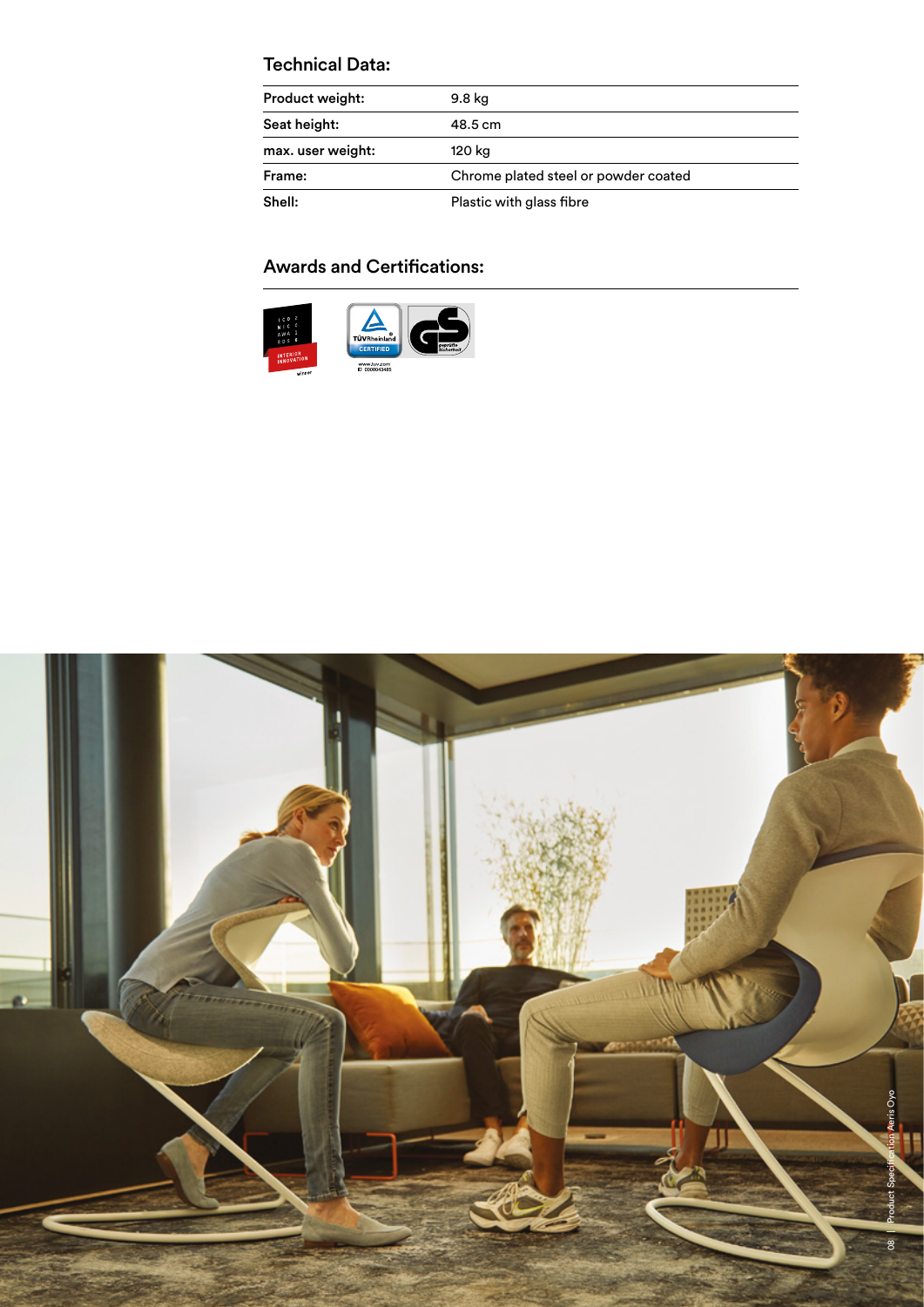## Technical Data:

| | |
|---|---|
| **Product weight:** | 9.8 kg |
| **Seat height:** | 48.5 cm |
| **max. user weight:** | 120 kg |
| **Frame:** | Chrome plated steel or powder coated |
| **Shell:** | Plastic with glass fibre |

## Awards and Certifications: